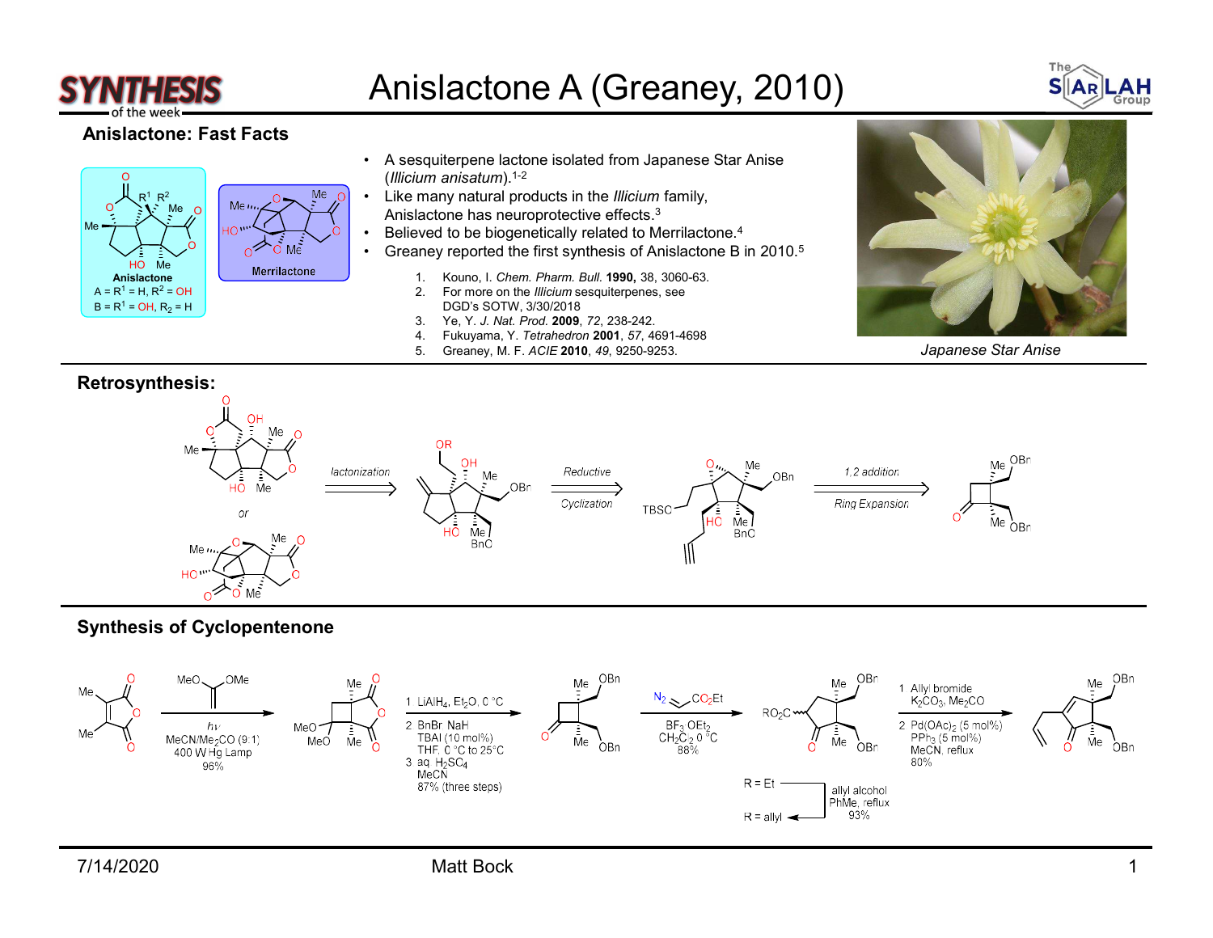# Anislactone A (Greaney, 2010)

## Anislactone: Fast Facts

Anislactone: A = $R^1$ = H, $R^2$ = OH; B = $R^1$ = OH, $R_2$ = H

Merrilactone

- A sesquiterpene lactone isolated from Japanese Star Anise (*Illicium anisatum*).[1-2]
- Like many natural products in the *Illicium* family, Anislactone has neuroprotective effects.[3]
- Believed to be biogenetically related to Merrilactone.[4]
- Greaney reported the first synthesis of Anislactone B in 2010.[5]

1. Kouno, I. *Chem. Pharm. Bull.* **1990,** 38, 3060-63.
2. For more on the *Illicium* sesquiterpenes, see DGD's SOTW, 3/30/2018
3. Ye, Y. *J. Nat. Prod.* **2009**, *72*, 238-242.
4. Fukuyama, Y. *Tetrahedron* **2001**, *57*, 4691-4698
5. Greaney, M. F. *ACIE* **2010**, *49*, 9250-9253.

*Japanese Star Anise*

## Retrosynthesis:

Anislactone or Merrilactone ⇒ (lactonization) ⇒ (Reductive Cyclization) ⇒ (1,2 addition / Ring Expansion) ⇒ cyclobutanone

## Synthesis of Cyclopentenone

- $h\nu$, MeO/OMe alkene, MeCN/$Me_2CO$ (9:1), 400 W Hg Lamp, 96%
- 1. $LiAlH_4$, $Et_2O$, 0 °C; 2. BnBr, NaH, TBAI (10 mol%), THF, 0 °C to 25 °C; 3. aq. $H_2SO_4$, MeCN; 87% (three steps)
- $N_2CHCO_2Et$, $BF_3 \cdot OEt_2$, $CH_2Cl_2$, 0 °C, 88%
- R = Et → R = allyl: allyl alcohol, PhMe, reflux, 93%
- 1. Allyl bromide, $K_2CO_3$, $Me_2CO$; 2. $Pd(OAc)_2$ (5 mol%), $PPh_3$ (5 mol%), MeCN, reflux; 80%

7/14/2020 Matt Bock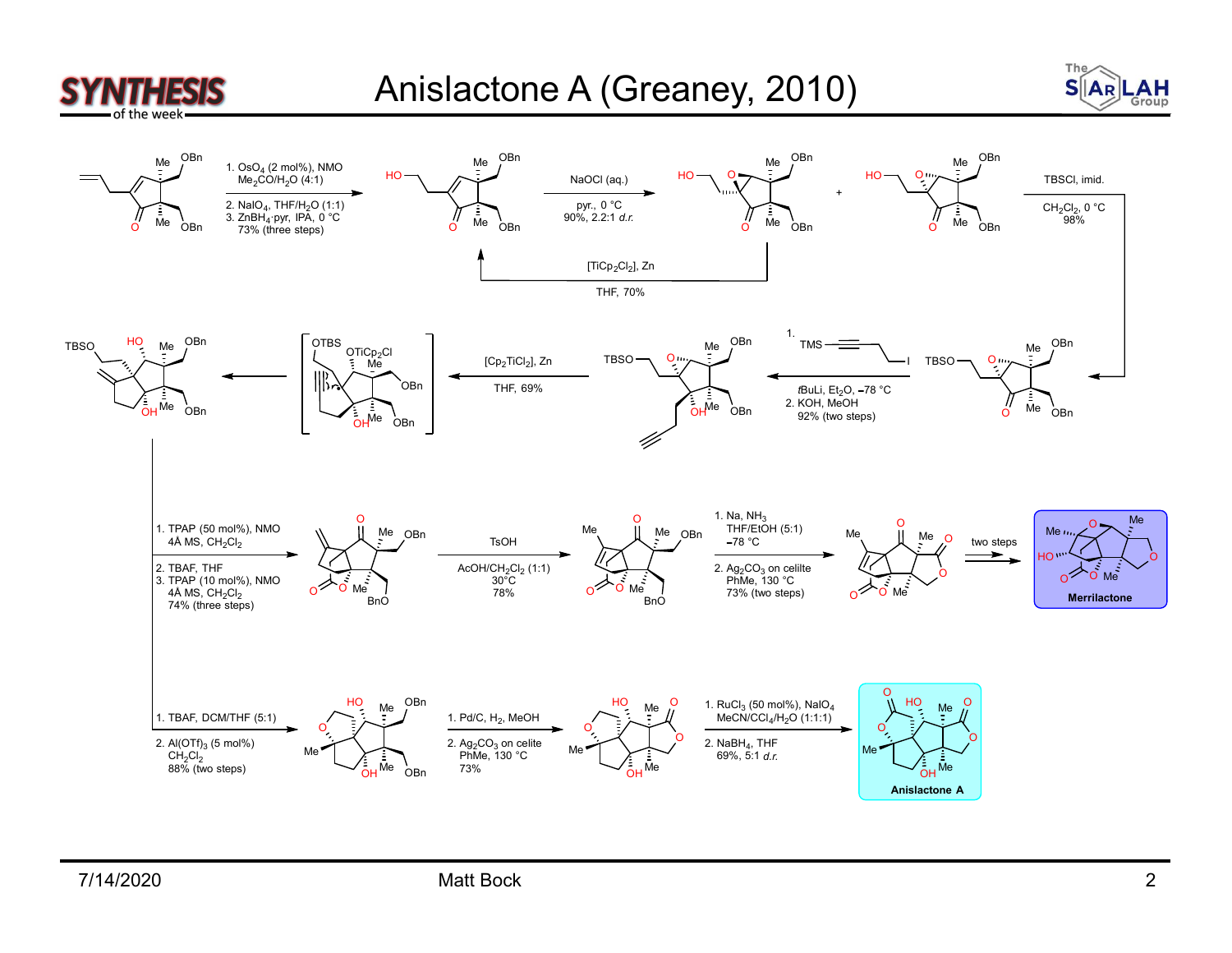# Anislactone A (Greaney, 2010)

1. $OsO_4$ (2 mol%), NMO, $Me_2CO/H_2O$ (4:1)
2. $NaIO_4$, $THF/H_2O$ (1:1)
3. $ZnBH_4$·pyr, IPA, 0 °C

73% (three steps)

NaOCl (aq.)

pyr., 0 °C

90%, 2.2:1 *d.r.*

+

$[TiCp_2Cl_2]$, Zn

THF, 70%

TBSCl, imid.

$CH_2Cl_2$, 0 °C

98%

1. TMS—≡—CH₂CH₂—I, *t*BuLi, $Et_2O$, −78 °C
2. KOH, MeOH

92% (two steps)

$[Cp_2TiCl_2]$, Zn

THF, 69%

1. TPAP (50 mol%), NMO, 4Å MS, $CH_2Cl_2$
2. TBAF, THF
3. TPAP (10 mol%), NMO, 4Å MS, $CH_2Cl_2$

74% (three steps)

TsOH

AcOH/$CH_2Cl_2$ (1:1)

30°C

78%

1. Na, $NH_3$, THF/EtOH (5:1), −78 °C
2. $Ag_2CO_3$ on celilte, PhMe, 130 °C

73% (two steps)

two steps

**Merrilactone**

1. TBAF, DCM/THF (5:1)
2. $Al(OTf)_3$ (5 mol%), $CH_2Cl_2$

88% (two steps)

1. Pd/C, $H_2$, MeOH
2. $Ag_2CO_3$ on celite, PhMe, 130 °C

73%

1. $RuCl_3$ (50 mol%), $NaIO_4$, $MeCN/CCl_4/H_2O$ (1:1:1)
2. $NaBH_4$, THF

69%, 5:1 *d.r.*

**Anislactone A**